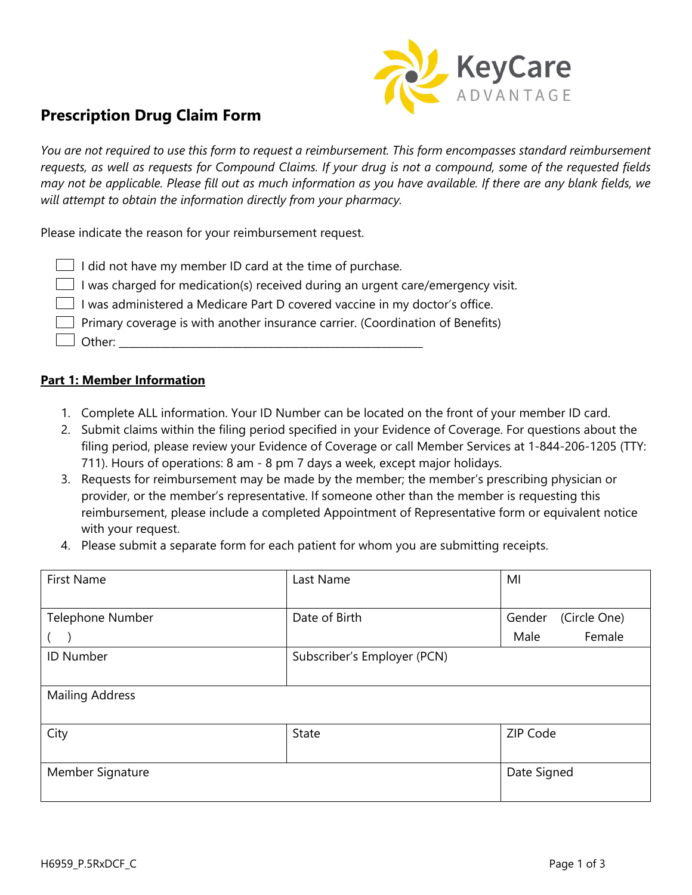KeyCare ADVANTAGE

# Prescription Drug Claim Form

*You are not required to use this form to request a reimbursement. This form encompasses standard reimbursement requests, as well as requests for Compound Claims. If your drug is not a compound, some of the requested fields may not be applicable. Please fill out as much information as you have available. If there are any blank fields, we will attempt to obtain the information directly from your pharmacy.*

Please indicate the reason for your reimbursement request.

- ☐ I did not have my member ID card at the time of purchase.
- ☐ I was charged for medication(s) received during an urgent care/emergency visit.
- ☐ I was administered a Medicare Part D covered vaccine in my doctor's office.
- ☐ Primary coverage is with another insurance carrier. (Coordination of Benefits)
- ☐ Other: ______________________________________________________

## Part 1: Member Information

1. Complete ALL information. Your ID Number can be located on the front of your member ID card.
2. Submit claims within the filing period specified in your Evidence of Coverage. For questions about the filing period, please review your Evidence of Coverage or call Member Services at 1-844-206-1205 (TTY: 711). Hours of operations: 8 am - 8 pm 7 days a week, except major holidays.
3. Requests for reimbursement may be made by the member; the member's prescribing physician or provider, or the member's representative. If someone other than the member is requesting this reimbursement, please include a completed Appointment of Representative form or equivalent notice with your request.
4. Please submit a separate form for each patient for whom you are submitting receipts.

| First Name | Last Name | MI |
|---|---|---|
| Telephone Number<br>(   ) | Date of Birth | Gender (Circle One)<br>Male Female |
| ID Number | Subscriber's Employer (PCN) | |
| Mailing Address | | |
| City | State | ZIP Code |
| Member Signature | | Date Signed |

H6959_P.5RxDCF_C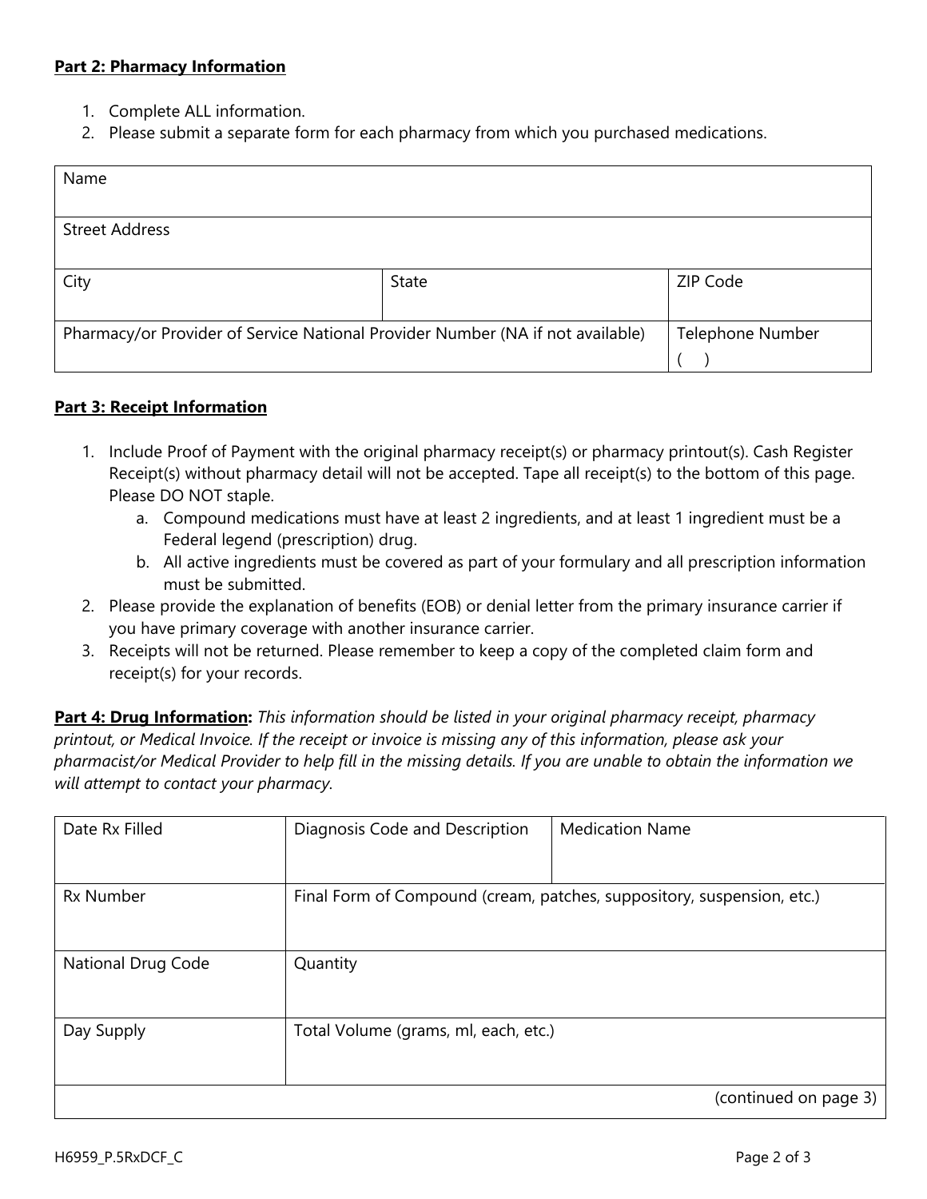**Part 2: Pharmacy Information**

1. Complete ALL information.
2. Please submit a separate form for each pharmacy from which you purchased medications.

| Name | | |
|---|---|---|
| Street Address | | |
| City | State | ZIP Code |
| Pharmacy/or Provider of Service National Provider Number (NA if not available) | | Telephone Number ( ) |

**Part 3: Receipt Information**

1. Include Proof of Payment with the original pharmacy receipt(s) or pharmacy printout(s). Cash Register Receipt(s) without pharmacy detail will not be accepted. Tape all receipt(s) to the bottom of this page. Please DO NOT staple.
   a. Compound medications must have at least 2 ingredients, and at least 1 ingredient must be a Federal legend (prescription) drug.
   b. All active ingredients must be covered as part of your formulary and all prescription information must be submitted.
2. Please provide the explanation of benefits (EOB) or denial letter from the primary insurance carrier if you have primary coverage with another insurance carrier.
3. Receipts will not be returned. Please remember to keep a copy of the completed claim form and receipt(s) for your records.

**Part 4: Drug Information:** *This information should be listed in your original pharmacy receipt, pharmacy printout, or Medical Invoice. If the receipt or invoice is missing any of this information, please ask your pharmacist/or Medical Provider to help fill in the missing details. If you are unable to obtain the information we will attempt to contact your pharmacy.*

| Date Rx Filled | Diagnosis Code and Description | Medication Name |
|---|---|---|
| Rx Number | Final Form of Compound (cream, patches, suppository, suspension, etc.) | |
| National Drug Code | Quantity | |
| Day Supply | Total Volume (grams, ml, each, etc.) | |
| | | (continued on page 3) |

H6959_P.5RxDCF_C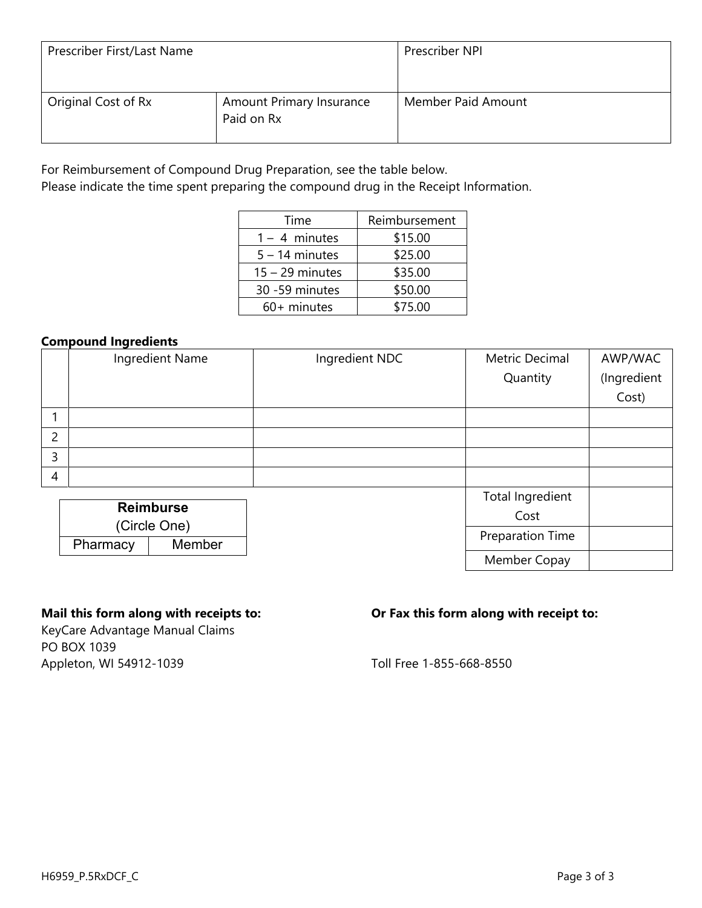| | | |
|---|---|---|
| Prescriber First/Last Name | | Prescriber NPI |
| Original Cost of Rx | Amount Primary Insurance Paid on Rx | Member Paid Amount |

For Reimbursement of Compound Drug Preparation, see the table below.
Please indicate the time spent preparing the compound drug in the Receipt Information.

| Time | Reimbursement |
|---|---|
| 1 – 4 minutes | $15.00 |
| 5 – 14 minutes | $25.00 |
| 15 – 29 minutes | $35.00 |
| 30 -59 minutes | $50.00 |
| 60+ minutes | $75.00 |

**Compound Ingredients**

| | Ingredient Name | Ingredient NDC | Metric Decimal Quantity | AWP/WAC (Ingredient Cost) |
|---|---|---|---|---|
| 1 | | | | |
| 2 | | | | |
| 3 | | | | |
| 4 | | | | |
| | | | Total Ingredient Cost | |
| | | | Preparation Time | |
| | | | Member Copay | |

| **Reimburse** (Circle One) | |
|---|---|
| Pharmacy | Member |

**Mail this form along with receipts to:**
KeyCare Advantage Manual Claims
PO BOX 1039
Appleton, WI 54912-1039

**Or Fax this form along with receipt to:**

Toll Free 1-855-668-8550

H6959_P.5RxDCF_C